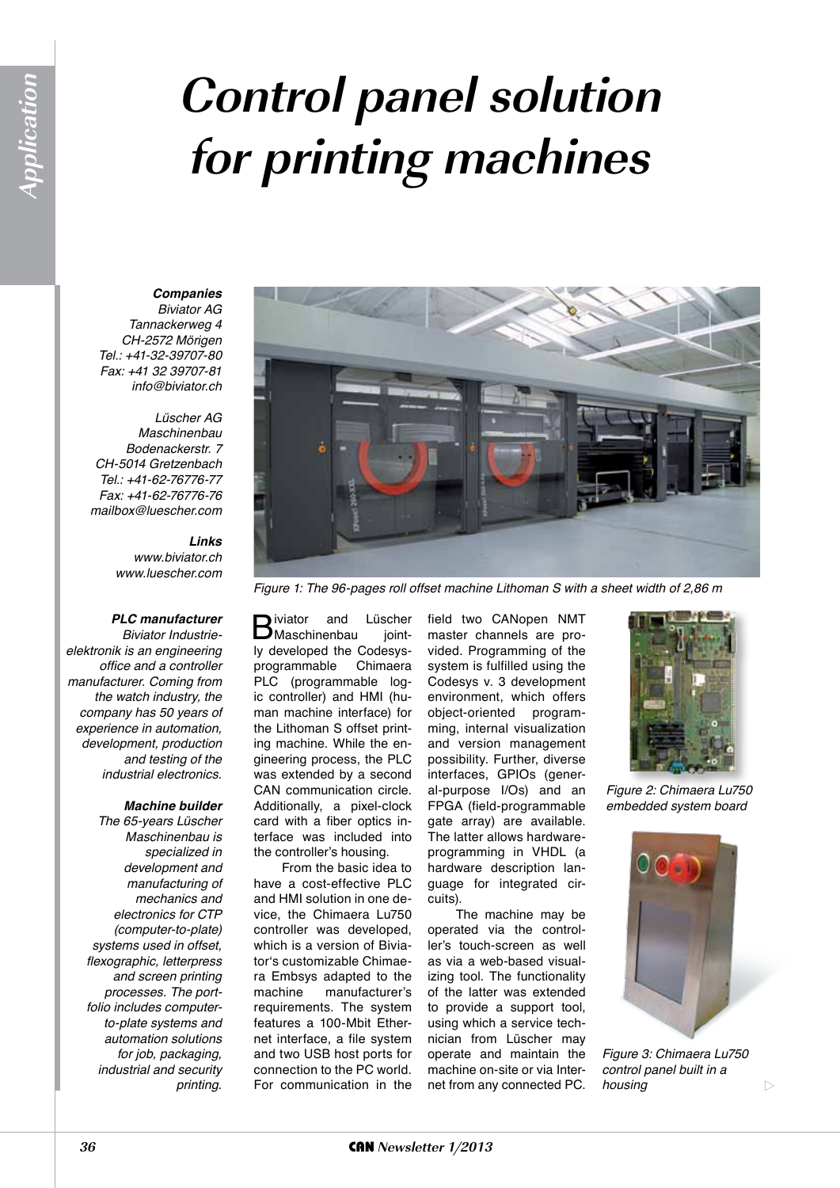# Control panel solution for printing machines

***Companies***
*Biviator AG*
*Tannackerweg 4*
*CH-2572 Mörigen*
*Tel.: +41-32-39707-80*
*Fax: +41 32 39707-81*
*info@biviator.ch*

*Lüscher AG*
*Maschinenbau*
*Bodenackerstr. 7*
*CH-5014 Gretzenbach*
*Tel.: +41-62-76776-77*
*Fax: +41-62-76776-76*
*mailbox@luescher.com*

***Links***
*www.biviator.ch*
*www.luescher.com*

***PLC manufacturer***
*Biviator Industrie-elektronik is an engineering office and a controller manufacturer. Coming from the watch industry, the company has 50 years of experience in automation, development, production and testing of the industrial electronics.*

***Machine builder***
*The 65-years Lüscher Maschinenbau is specialized in development and manufacturing of mechanics and electronics for CTP (computer-to-plate) systems used in offset, flexographic, letterpress and screen printing processes. The portfolio includes computer-to-plate systems and automation solutions for job, packaging, industrial and security printing.*

*Figure 1: The 96-pages roll offset machine Lithoman S with a sheet width of 2,86 m*

Biviator and Lüscher Maschinenbau jointly developed the Codesys-programmable Chimaera PLC (programmable logic controller) and HMI (human machine interface) for the Lithoman S offset printing machine. While the engineering process, the PLC was extended by a second CAN communication circle. Additionally, a pixel-clock card with a fiber optics interface was included into the controller's housing.

From the basic idea to have a cost-effective PLC and HMI solution in one device, the Chimaera Lu750 controller was developed, which is a version of Biviator's customizable Chimaera Embsys adapted to the machine manufacturer's requirements. The system features a 100-Mbit Ethernet interface, a file system and two USB host ports for connection to the PC world. For communication in the field two CANopen NMT master channels are provided. Programming of the system is fulfilled using the Codesys v. 3 development environment, which offers object-oriented programming, internal visualization and version management possibility. Further, diverse interfaces, GPIOs (general-purpose I/Os) and an FPGA (field-programmable gate array) are available. The latter allows hardware-programming in VHDL (a hardware description language for integrated circuits).

The machine may be operated via the controller's touch-screen as well as via a web-based visualizing tool. The functionality of the latter was extended to provide a support tool, using which a service technician from Lüscher may operate and maintain the machine on-site or via Internet from any connected PC.

*Figure 2: Chimaera Lu750 embedded system board*

*Figure 3: Chimaera Lu750 control panel built in a housing*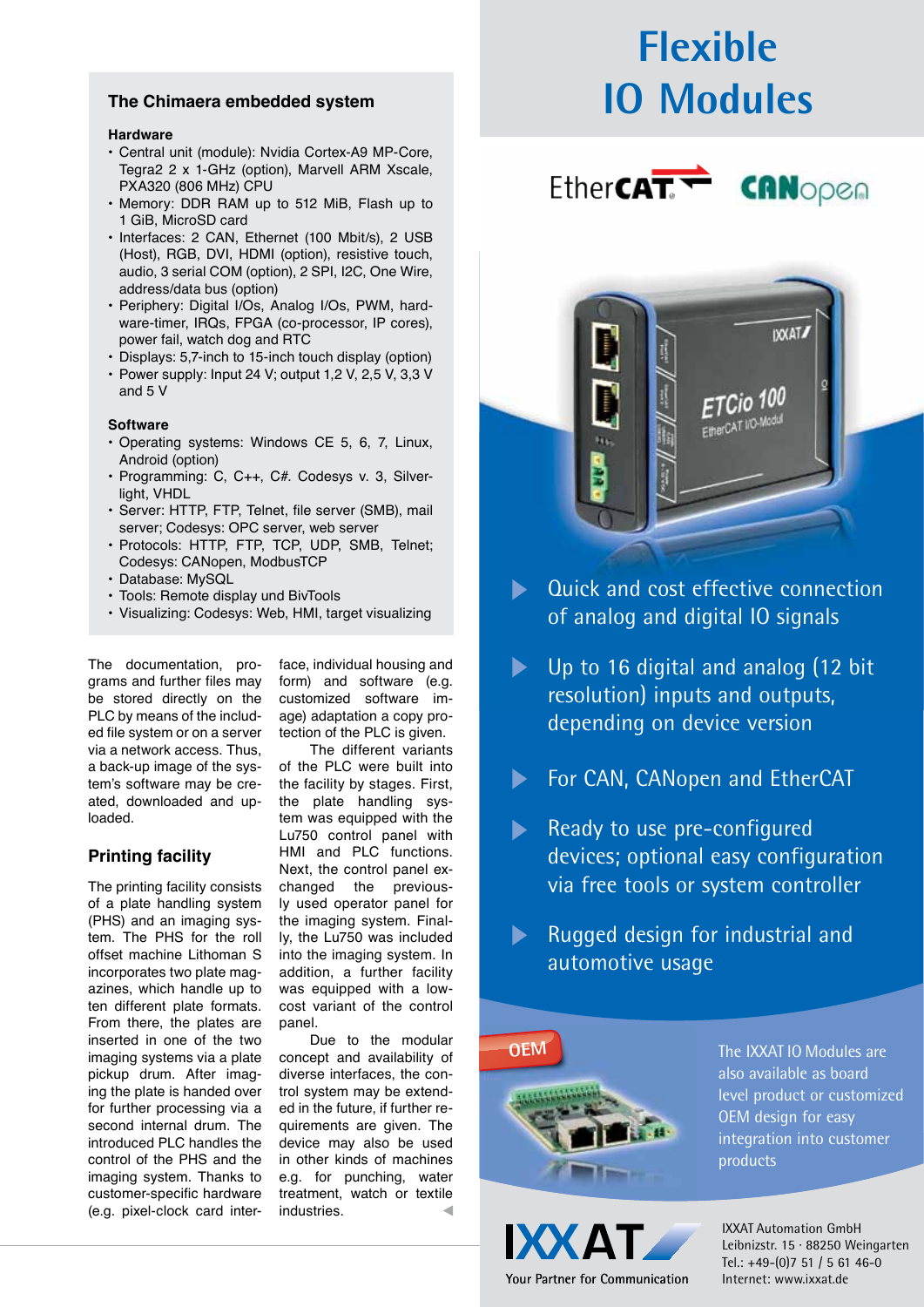### The Chimaera embedded system

**Hardware**

- Central unit (module): Nvidia Cortex-A9 MP-Core, Tegra2 2 x 1-GHz (option), Marvell ARM Xscale, PXA320 (806 MHz) CPU
- Memory: DDR RAM up to 512 MiB, Flash up to 1 GiB, MicroSD card
- Interfaces: 2 CAN, Ethernet (100 Mbit/s), 2 USB (Host), RGB, DVI, HDMI (option), resistive touch, audio, 3 serial COM (option), 2 SPI, I2C, One Wire, address/data bus (option)
- Periphery: Digital I/Os, Analog I/Os, PWM, hardware-timer, IRQs, FPGA (co-processor, IP cores), power fail, watch dog and RTC
- Displays: 5,7-inch to 15-inch touch display (option)
- Power supply: Input 24 V; output 1,2 V, 2,5 V, 3,3 V and 5 V

**Software**

- Operating systems: Windows CE 5, 6, 7, Linux, Android (option)
- Programming: C, C++, C#. Codesys v. 3, Silverlight, VHDL
- Server: HTTP, FTP, Telnet, file server (SMB), mail server; Codesys: OPC server, web server
- Protocols: HTTP, FTP, TCP, UDP, SMB, Telnet; Codesys: CANopen, ModbusTCP
- Database: MySQL
- Tools: Remote display und BivTools
- Visualizing: Codesys: Web, HMI, target visualizing

The documentation, programs and further files may be stored directly on the PLC by means of the included file system or on a server via a network access. Thus, a back-up image of the system's software may be created, downloaded and uploaded.

### Printing facility

The printing facility consists of a plate handling system (PHS) and an imaging system. The PHS for the roll offset machine Lithoman S incorporates two plate magazines, which handle up to ten different plate formats. From there, the plates are inserted in one of the two imaging systems via a plate pickup drum. After imaging the plate is handed over for further processing via a second internal drum. The introduced PLC handles the control of the PHS and the imaging system. Thanks to customer-specific hardware (e.g. pixel-clock card interface, individual housing and form) and software (e.g. customized software image) adaptation a copy protection of the PLC is given.

The different variants of the PLC were built into the facility by stages. First, the plate handling system was equipped with the Lu750 control panel with HMI and PLC functions. Next, the control panel exchanged the previously used operator panel for the imaging system. Finally, the Lu750 was included into the imaging system. In addition, a further facility was equipped with a low-cost variant of the control panel.

Due to the modular concept and availability of diverse interfaces, the control system may be extended in the future, if further requirements are given. The device may also be used in other kinds of machines e.g. for punching, water treatment, watch or textile industries. ◀

# Flexible IO Modules

EtherCAT CANopen

- Quick and cost effective connection of analog and digital IO signals
- Up to 16 digital and analog (12 bit resolution) inputs and outputs, depending on device version
- For CAN, CANopen and EtherCAT
- Ready to use pre-configured devices; optional easy configuration via free tools or system controller
- Rugged design for industrial and automotive usage

OEM

The IXXAT IO Modules are also available as board level product or customized OEM design for easy integration into customer products

IXXAT
Your Partner for Communication

IXXAT Automation GmbH
Leibnizstr. 15 · 88250 Weingarten
Tel.: +49-(0)7 51 / 5 61 46-0
Internet: www.ixxat.de